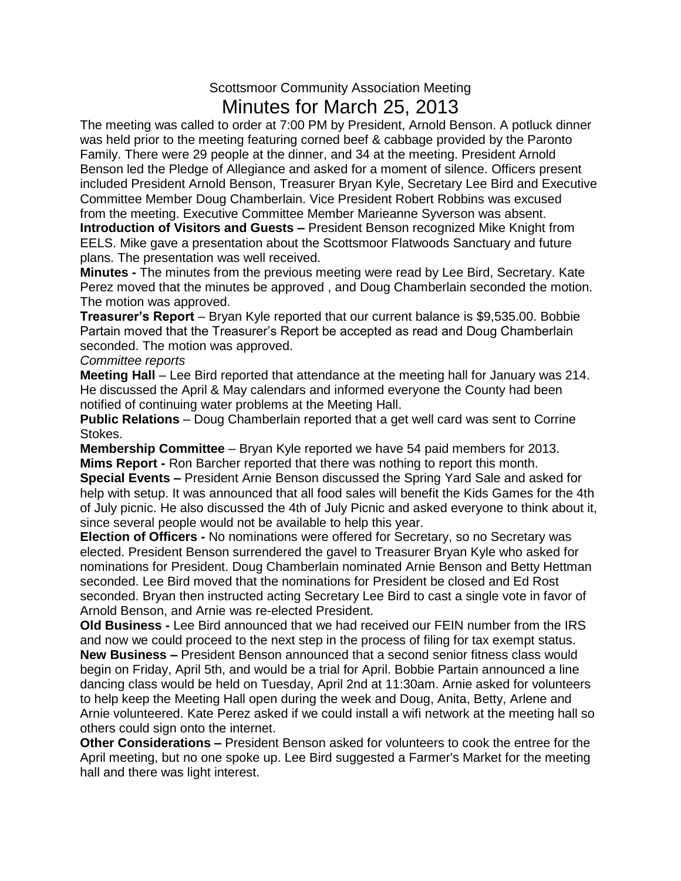Scottsmoor Community Association Meeting

# Minutes for March 25, 2013

The meeting was called to order at 7:00 PM by President, Arnold Benson. A potluck dinner was held prior to the meeting featuring corned beef & cabbage provided by the Paronto Family. There were 29 people at the dinner, and 34 at the meeting. President Arnold Benson led the Pledge of Allegiance and asked for a moment of silence. Officers present included President Arnold Benson, Treasurer Bryan Kyle, Secretary Lee Bird and Executive Committee Member Doug Chamberlain. Vice President Robert Robbins was excused from the meeting. Executive Committee Member Marieanne Syverson was absent.

**Introduction of Visitors and Guests –** President Benson recognized Mike Knight from EELS. Mike gave a presentation about the Scottsmoor Flatwoods Sanctuary and future plans. The presentation was well received.

**Minutes -** The minutes from the previous meeting were read by Lee Bird, Secretary. Kate Perez moved that the minutes be approved , and Doug Chamberlain seconded the motion. The motion was approved.

**Treasurer's Report** – Bryan Kyle reported that our current balance is $9,535.00. Bobbie Partain moved that the Treasurer's Report be accepted as read and Doug Chamberlain seconded. The motion was approved.

*Committee reports*

**Meeting Hall** – Lee Bird reported that attendance at the meeting hall for January was 214. He discussed the April & May calendars and informed everyone the County had been notified of continuing water problems at the Meeting Hall.

**Public Relations** – Doug Chamberlain reported that a get well card was sent to Corrine Stokes.

**Membership Committee** – Bryan Kyle reported we have 54 paid members for 2013.

**Mims Report -** Ron Barcher reported that there was nothing to report this month.

**Special Events –** President Arnie Benson discussed the Spring Yard Sale and asked for help with setup. It was announced that all food sales will benefit the Kids Games for the 4th of July picnic. He also discussed the 4th of July Picnic and asked everyone to think about it, since several people would not be available to help this year.

**Election of Officers -** No nominations were offered for Secretary, so no Secretary was elected. President Benson surrendered the gavel to Treasurer Bryan Kyle who asked for nominations for President. Doug Chamberlain nominated Arnie Benson and Betty Hettman seconded. Lee Bird moved that the nominations for President be closed and Ed Rost seconded. Bryan then instructed acting Secretary Lee Bird to cast a single vote in favor of Arnold Benson, and Arnie was re-elected President.

**Old Business -** Lee Bird announced that we had received our FEIN number from the IRS and now we could proceed to the next step in the process of filing for tax exempt status.

**New Business –** President Benson announced that a second senior fitness class would begin on Friday, April 5th, and would be a trial for April. Bobbie Partain announced a line dancing class would be held on Tuesday, April 2nd at 11:30am. Arnie asked for volunteers to help keep the Meeting Hall open during the week and Doug, Anita, Betty, Arlene and Arnie volunteered. Kate Perez asked if we could install a wifi network at the meeting hall so others could sign onto the internet.

**Other Considerations –** President Benson asked for volunteers to cook the entree for the April meeting, but no one spoke up. Lee Bird suggested a Farmer's Market for the meeting hall and there was light interest.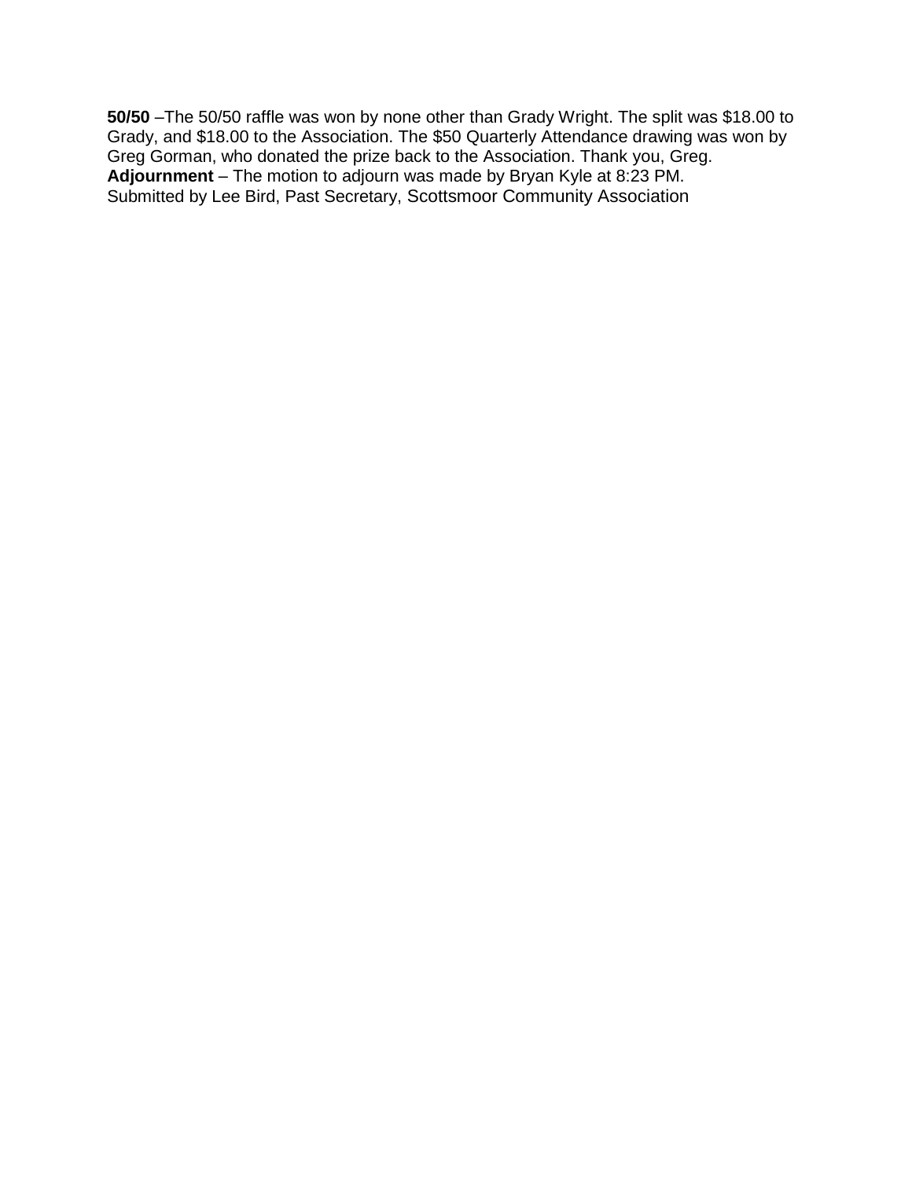**50/50** –The 50/50 raffle was won by none other than Grady Wright. The split was $18.00 to Grady, and $18.00 to the Association. The $50 Quarterly Attendance drawing was won by Greg Gorman, who donated the prize back to the Association. Thank you, Greg.

**Adjournment** – The motion to adjourn was made by Bryan Kyle at 8:23 PM.

Submitted by Lee Bird, Past Secretary, Scottsmoor Community Association